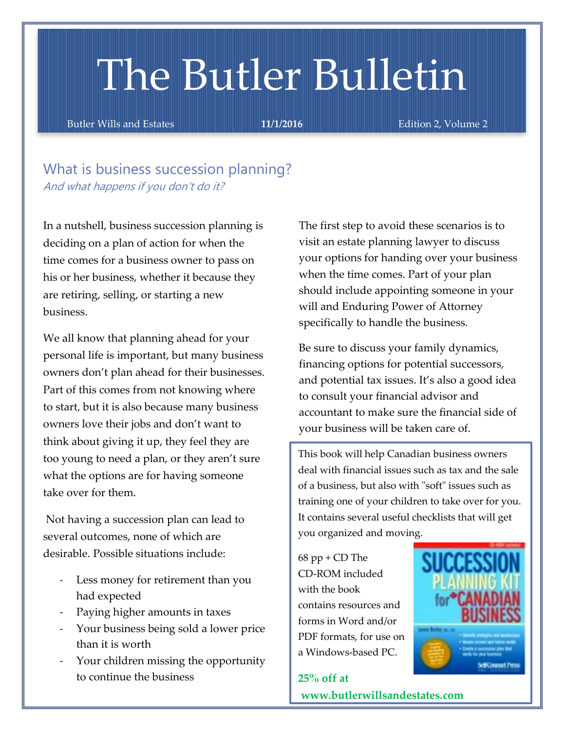# The Butler Bulletin

Butler Wills and Estates **11/1/2016** Edition 2, Volume 2

## What is business succession planning?

*And what happens if you don't do it?*

In a nutshell, business succession planning is deciding on a plan of action for when the time comes for a business owner to pass on his or her business, whether it because they are retiring, selling, or starting a new business.

We all know that planning ahead for your personal life is important, but many business owners don't plan ahead for their businesses. Part of this comes from not knowing where to start, but it is also because many business owners love their jobs and don't want to think about giving it up, they feel they are too young to need a plan, or they aren't sure what the options are for having someone take over for them.

Not having a succession plan can lead to several outcomes, none of which are desirable. Possible situations include:

- Less money for retirement than you had expected
- Paying higher amounts in taxes
- Your business being sold a lower price than it is worth
- Your children missing the opportunity to continue the business

The first step to avoid these scenarios is to visit an estate planning lawyer to discuss your options for handing over your business when the time comes. Part of your plan should include appointing someone in your will and Enduring Power of Attorney specifically to handle the business.

Be sure to discuss your family dynamics, financing options for potential successors, and potential tax issues. It's also a good idea to consult your financial advisor and accountant to make sure the financial side of your business will be taken care of.

This book will help Canadian business owners deal with financial issues such as tax and the sale of a business, but also with "soft" issues such as training one of your children to take over for you. It contains several useful checklists that will get you organized and moving.

68 pp + CD The CD-ROM included with the book contains resources and forms in Word and/or PDF formats, for use on a Windows-based PC.

**25% off at www.butlerwillsandestates.com**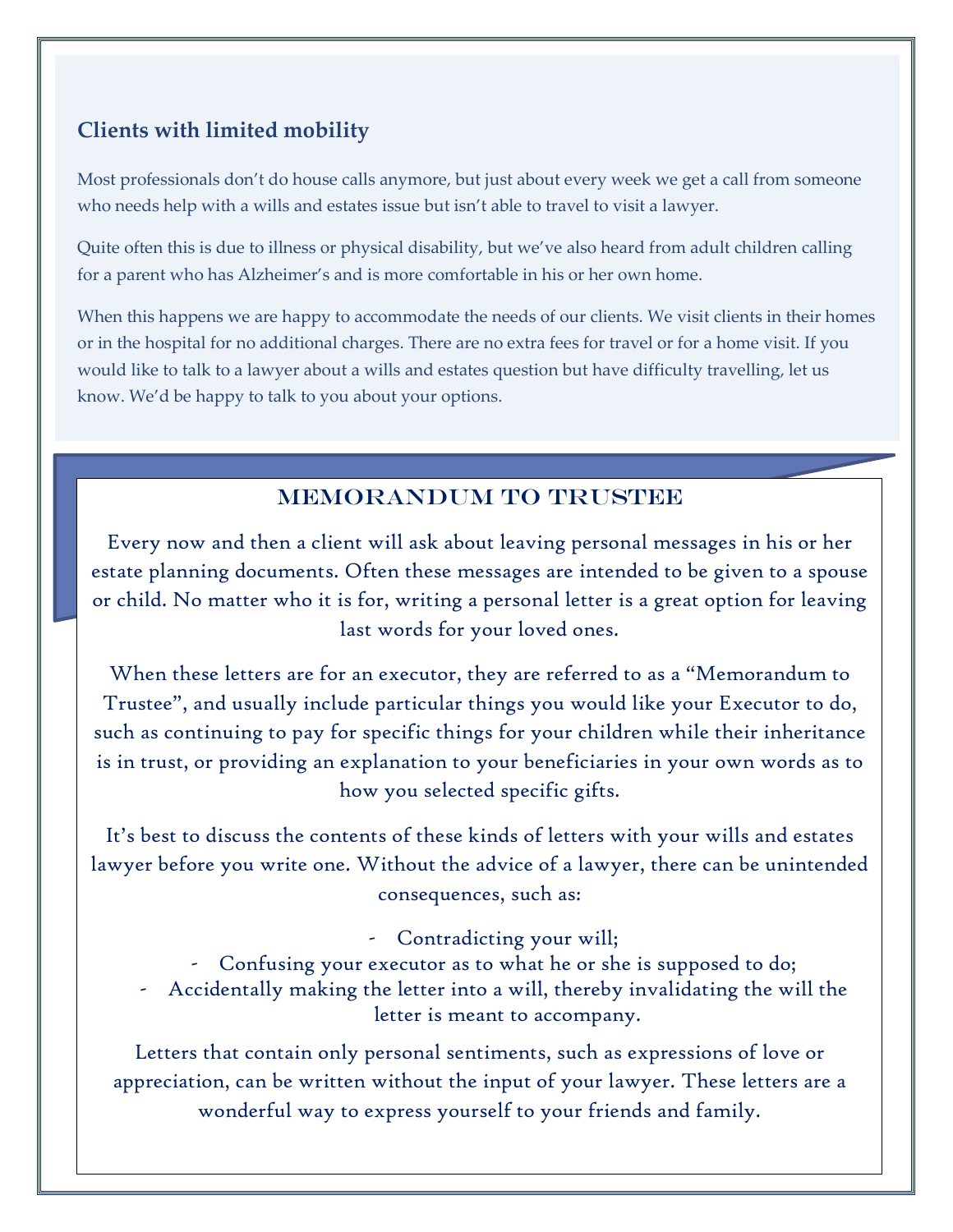## Clients with limited mobility

Most professionals don't do house calls anymore, but just about every week we get a call from someone who needs help with a wills and estates issue but isn't able to travel to visit a lawyer.

Quite often this is due to illness or physical disability, but we've also heard from adult children calling for a parent who has Alzheimer's and is more comfortable in his or her own home.

When this happens we are happy to accommodate the needs of our clients. We visit clients in their homes or in the hospital for no additional charges. There are no extra fees for travel or for a home visit. If you would like to talk to a lawyer about a wills and estates question but have difficulty travelling, let us know. We'd be happy to talk to you about your options.

## MEMORANDUM TO TRUSTEE

Every now and then a client will ask about leaving personal messages in his or her estate planning documents. Often these messages are intended to be given to a spouse or child. No matter who it is for, writing a personal letter is a great option for leaving last words for your loved ones.

When these letters are for an executor, they are referred to as a "Memorandum to Trustee", and usually include particular things you would like your Executor to do, such as continuing to pay for specific things for your children while their inheritance is in trust, or providing an explanation to your beneficiaries in your own words as to how you selected specific gifts.

It's best to discuss the contents of these kinds of letters with your wills and estates lawyer before you write one. Without the advice of a lawyer, there can be unintended consequences, such as:

- Contradicting your will;
- Confusing your executor as to what he or she is supposed to do;
- Accidentally making the letter into a will, thereby invalidating the will the letter is meant to accompany.

Letters that contain only personal sentiments, such as expressions of love or appreciation, can be written without the input of your lawyer. These letters are a wonderful way to express yourself to your friends and family.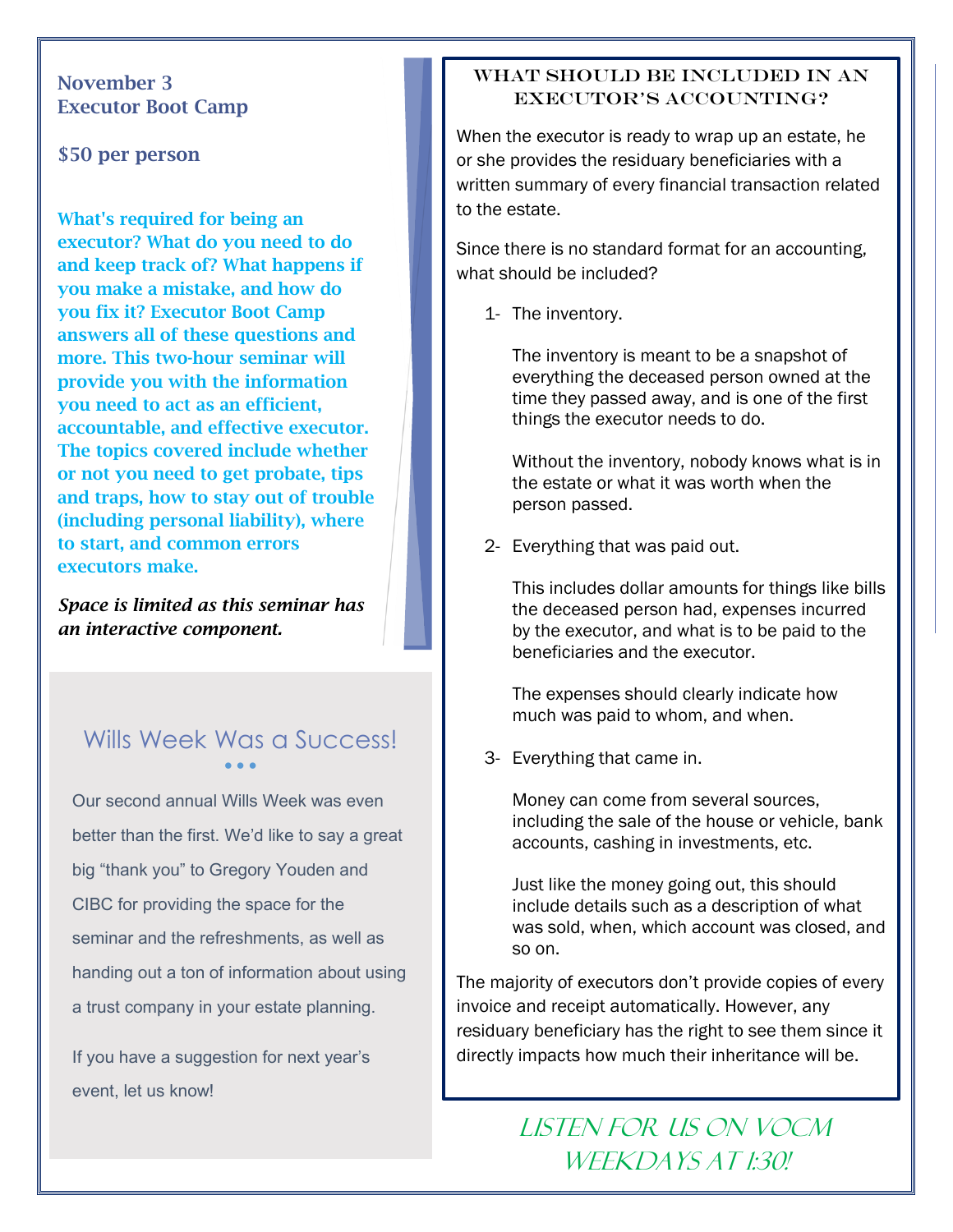## November 3
## Executor Boot Camp

**$50 per person**

**What's required for being an executor? What do you need to do and keep track of? What happens if you make a mistake, and how do you fix it? Executor Boot Camp answers all of these questions and more. This two-hour seminar will provide you with the information you need to act as an efficient, accountable, and effective executor. The topics covered include whether or not you need to get probate, tips and traps, how to stay out of trouble (including personal liability), where to start, and common errors executors make.**

***Space is limited as this seminar has an interactive component.***

## Wills Week Was a Success!

Our second annual Wills Week was even better than the first. We'd like to say a great big "thank you" to Gregory Youden and CIBC for providing the space for the seminar and the refreshments, as well as handing out a ton of information about using a trust company in your estate planning.

If you have a suggestion for next year's event, let us know!

## What Should Be Included in an Executor's Accounting?

When the executor is ready to wrap up an estate, he or she provides the residuary beneficiaries with a written summary of every financial transaction related to the estate.

Since there is no standard format for an accounting, what should be included?

1- The inventory.

   The inventory is meant to be a snapshot of everything the deceased person owned at the time they passed away, and is one of the first things the executor needs to do.

   Without the inventory, nobody knows what is in the estate or what it was worth when the person passed.

2- Everything that was paid out.

   This includes dollar amounts for things like bills the deceased person had, expenses incurred by the executor, and what is to be paid to the beneficiaries and the executor.

   The expenses should clearly indicate how much was paid to whom, and when.

3- Everything that came in.

   Money can come from several sources, including the sale of the house or vehicle, bank accounts, cashing in investments, etc.

   Just like the money going out, this should include details such as a description of what was sold, when, which account was closed, and so on.

The majority of executors don't provide copies of every invoice and receipt automatically. However, any residuary beneficiary has the right to see them since it directly impacts how much their inheritance will be.

## Listen for us on VOCM weekdays at 1:30!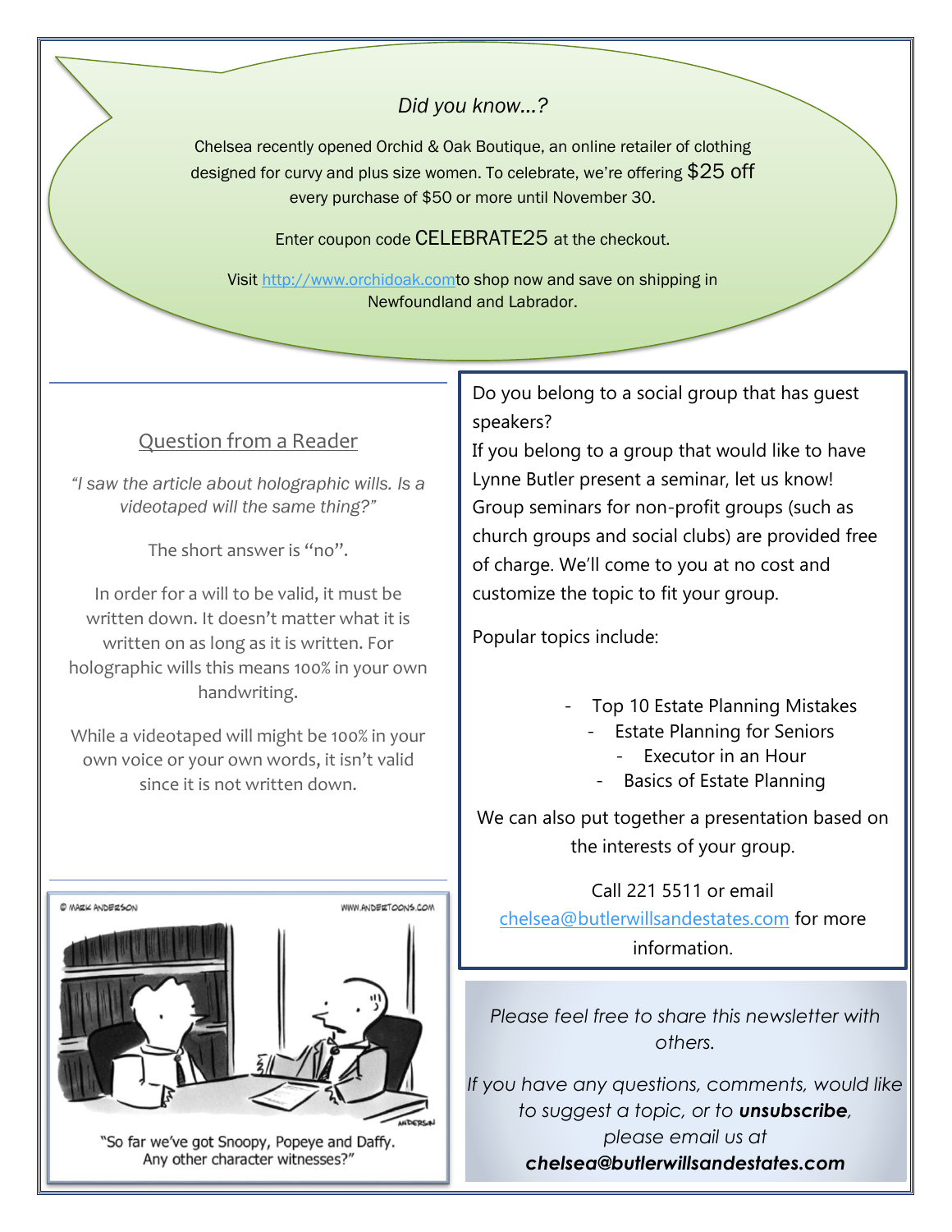*Did you know...?*

Chelsea recently opened Orchid & Oak Boutique, an online retailer of clothing designed for curvy and plus size women. To celebrate, we're offering $25 off every purchase of $50 or more until November 30.

Enter coupon code CELEBRATE25 at the checkout.

Visit http://www.orchidoak.comto shop now and save on shipping in Newfoundland and Labrador.

## Question from a Reader

*"I saw the article about holographic wills. Is a videotaped will the same thing?"*

The short answer is "no".

In order for a will to be valid, it must be written down. It doesn't matter what it is written on as long as it is written. For holographic wills this means 100% in your own handwriting.

While a videotaped will might be 100% in your own voice or your own words, it isn't valid since it is not written down.

"So far we've got Snoopy, Popeye and Daffy. Any other character witnesses?"

Do you belong to a social group that has guest speakers?

If you belong to a group that would like to have Lynne Butler present a seminar, let us know! Group seminars for non-profit groups (such as church groups and social clubs) are provided free of charge. We'll come to you at no cost and customize the topic to fit your group.

Popular topics include:

- Top 10 Estate Planning Mistakes
- Estate Planning for Seniors
- Executor in an Hour
- Basics of Estate Planning

We can also put together a presentation based on the interests of your group.

Call 221 5511 or email chelsea@butlerwillsandestates.com for more information.

*Please feel free to share this newsletter with others.*

*If you have any questions, comments, would like to suggest a topic, or to **unsubscribe**, please email us at **chelsea@butlerwillsandestates.com***